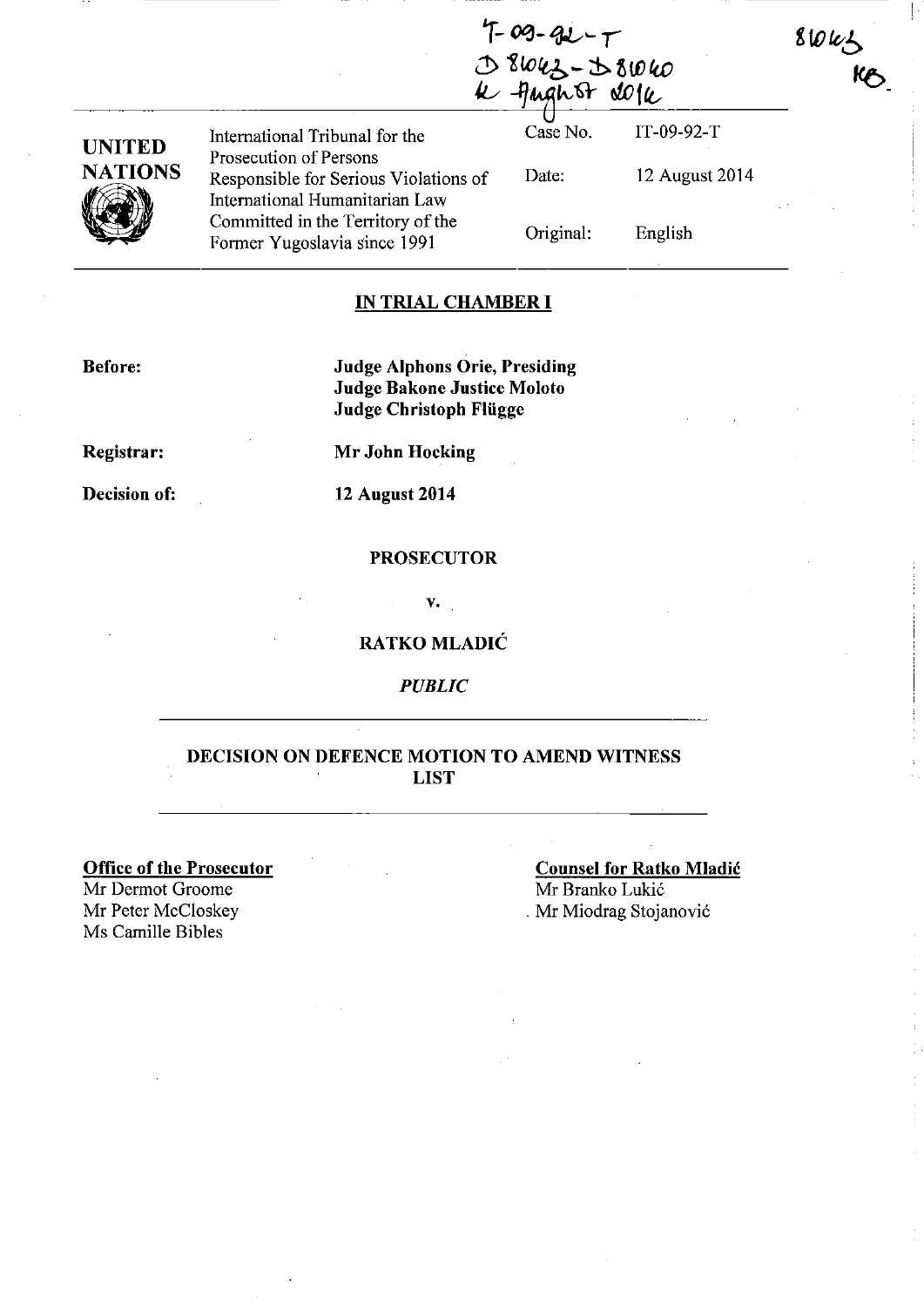IT-09-92-T
D 81043 - D 81040
12 August 2014

81043
KB.

| UNITED NATIONS | International Tribunal for the Prosecution of Persons Responsible for Serious Violations of International Humanitarian Law Committed in the Territory of the Former Yugoslavia since 1991 | Case No. | IT-09-92-T |
|---|---|---|---|
| | | Date: | 12 August 2014 |
| | | Original: | English |

## IN TRIAL CHAMBER I

**Before:** **Judge Alphons Orie, Presiding**
**Judge Bakone Justice Moloto**
**Judge Christoph Flügge**

**Registrar:** **Mr John Hocking**

**Decision of:** **12 August 2014**

**PROSECUTOR**

**v.**

**RATKO MLADIĆ**

***PUBLIC***

## DECISION ON DEFENCE MOTION TO AMEND WITNESS LIST

**Office of the Prosecutor**
Mr Dermot Groome
Mr Peter McCloskey
Ms Camille Bibles

**Counsel for Ratko Mladić**
Mr Branko Lukić
Mr Miodrag Stojanović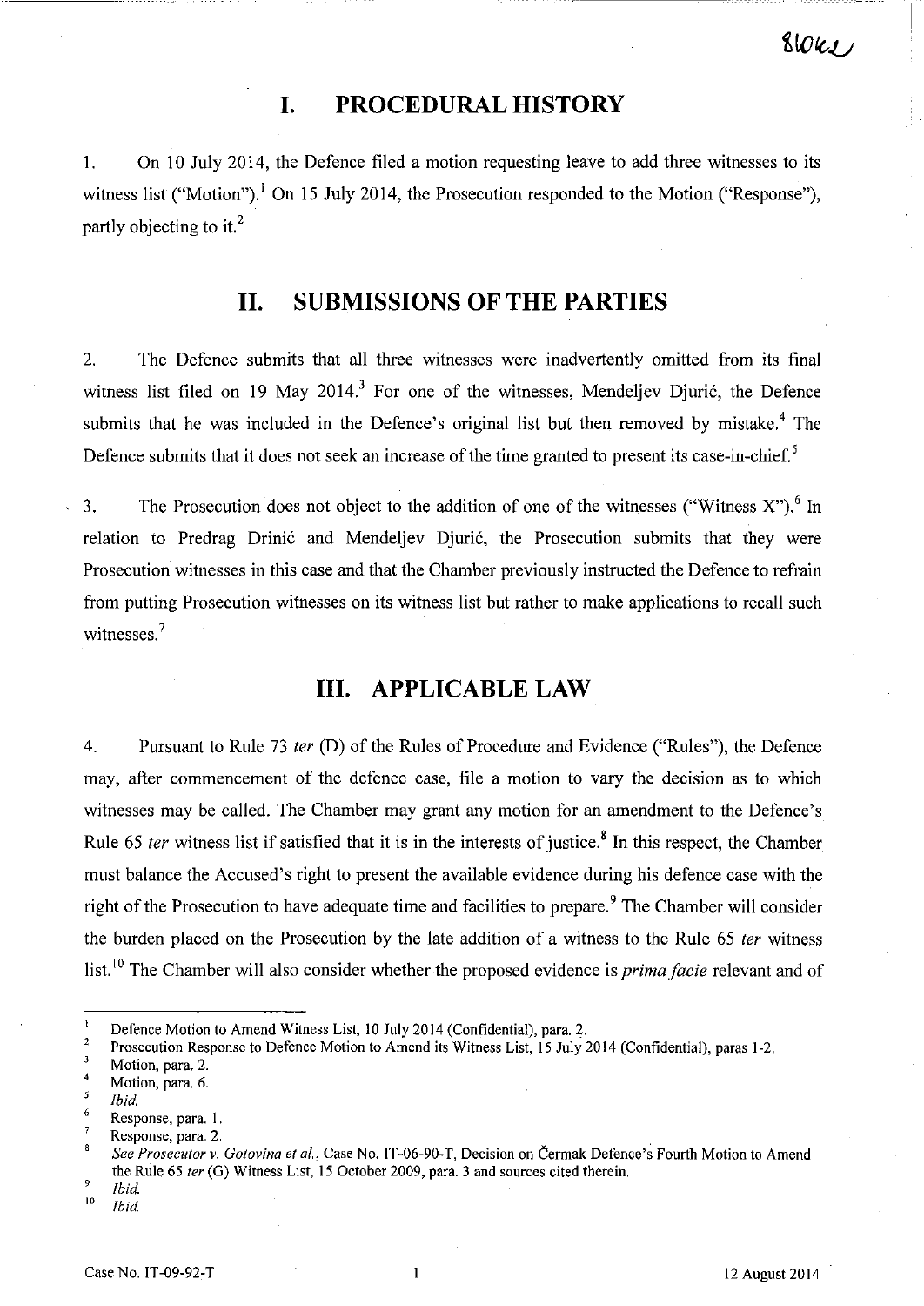# I. PROCEDURAL HISTORY

1. On 10 July 2014, the Defence filed a motion requesting leave to add three witnesses to its witness list ("Motion").[1] On 15 July 2014, the Prosecution responded to the Motion ("Response"), partly objecting to it.[2]

# II. SUBMISSIONS OF THE PARTIES

2. The Defence submits that all three witnesses were inadvertently omitted from its final witness list filed on 19 May 2014.[3] For one of the witnesses, Mendeljev Djurić, the Defence submits that he was included in the Defence's original list but then removed by mistake.[4] The Defence submits that it does not seek an increase of the time granted to present its case-in-chief.[5]

3. The Prosecution does not object to the addition of one of the witnesses ("Witness X").[6] In relation to Predrag Drinić and Mendeljev Djurić, the Prosecution submits that they were Prosecution witnesses in this case and that the Chamber previously instructed the Defence to refrain from putting Prosecution witnesses on its witness list but rather to make applications to recall such witnesses.[7]

# III. APPLICABLE LAW

4. Pursuant to Rule 73 *ter* (D) of the Rules of Procedure and Evidence ("Rules"), the Defence may, after commencement of the defence case, file a motion to vary the decision as to which witnesses may be called. The Chamber may grant any motion for an amendment to the Defence's Rule 65 *ter* witness list if satisfied that it is in the interests of justice.[8] In this respect, the Chamber must balance the Accused's right to present the available evidence during his defence case with the right of the Prosecution to have adequate time and facilities to prepare.[9] The Chamber will consider the burden placed on the Prosecution by the late addition of a witness to the Rule 65 *ter* witness list.[10] The Chamber will also consider whether the proposed evidence is *prima facie* relevant and of

---

[1] Defence Motion to Amend Witness List, 10 July 2014 (Confidential), para. 2.

[2] Prosecution Response to Defence Motion to Amend its Witness List, 15 July 2014 (Confidential), paras 1-2.

[3] Motion, para. 2.

[4] Motion, para. 6.

[5] *Ibid.*

[6] Response, para. 1.

[7] Response, para. 2.

[8] *See Prosecutor v. Gotovina et al.*, Case No. IT-06-90-T, Decision on Čermak Defence's Fourth Motion to Amend the Rule 65 *ter* (G) Witness List, 15 October 2009, para. 3 and sources cited therein.

[9] *Ibid.*

[10] *Ibid.*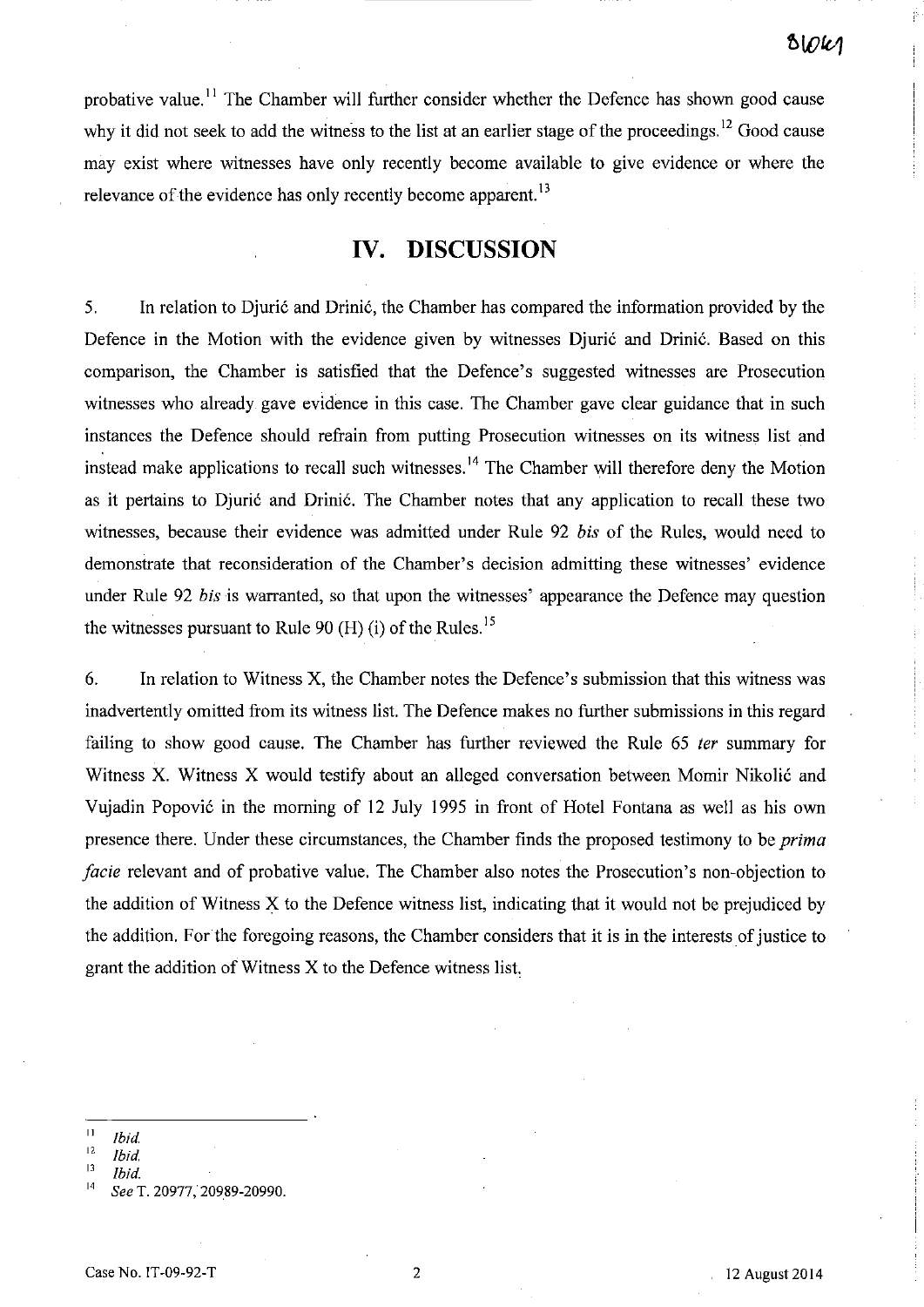probative value.[11] The Chamber will further consider whether the Defence has shown good cause why it did not seek to add the witness to the list at an earlier stage of the proceedings.[12] Good cause may exist where witnesses have only recently become available to give evidence or where the relevance of the evidence has only recently become apparent.[13]

# IV. DISCUSSION

5. In relation to Djurić and Drinić, the Chamber has compared the information provided by the Defence in the Motion with the evidence given by witnesses Djurić and Drinić. Based on this comparison, the Chamber is satisfied that the Defence's suggested witnesses are Prosecution witnesses who already gave evidence in this case. The Chamber gave clear guidance that in such instances the Defence should refrain from putting Prosecution witnesses on its witness list and instead make applications to recall such witnesses.[14] The Chamber will therefore deny the Motion as it pertains to Djurić and Drinić. The Chamber notes that any application to recall these two witnesses, because their evidence was admitted under Rule 92 *bis* of the Rules, would need to demonstrate that reconsideration of the Chamber's decision admitting these witnesses' evidence under Rule 92 *bis* is warranted, so that upon the witnesses' appearance the Defence may question the witnesses pursuant to Rule 90 (H) (i) of the Rules.[15]

6. In relation to Witness X, the Chamber notes the Defence's submission that this witness was inadvertently omitted from its witness list. The Defence makes no further submissions in this regard failing to show good cause. The Chamber has further reviewed the Rule 65 *ter* summary for Witness X. Witness X would testify about an alleged conversation between Momir Nikolić and Vujadin Popović in the morning of 12 July 1995 in front of Hotel Fontana as well as his own presence there. Under these circumstances, the Chamber finds the proposed testimony to be *prima facie* relevant and of probative value. The Chamber also notes the Prosecution's non-objection to the addition of Witness X to the Defence witness list, indicating that it would not be prejudiced by the addition. For the foregoing reasons, the Chamber considers that it is in the interests of justice to grant the addition of Witness X to the Defence witness list.

---

[11] *Ibid.*

[12] *Ibid.*

[13] *Ibid.*

[14] *See* T. 20977, 20989-20990.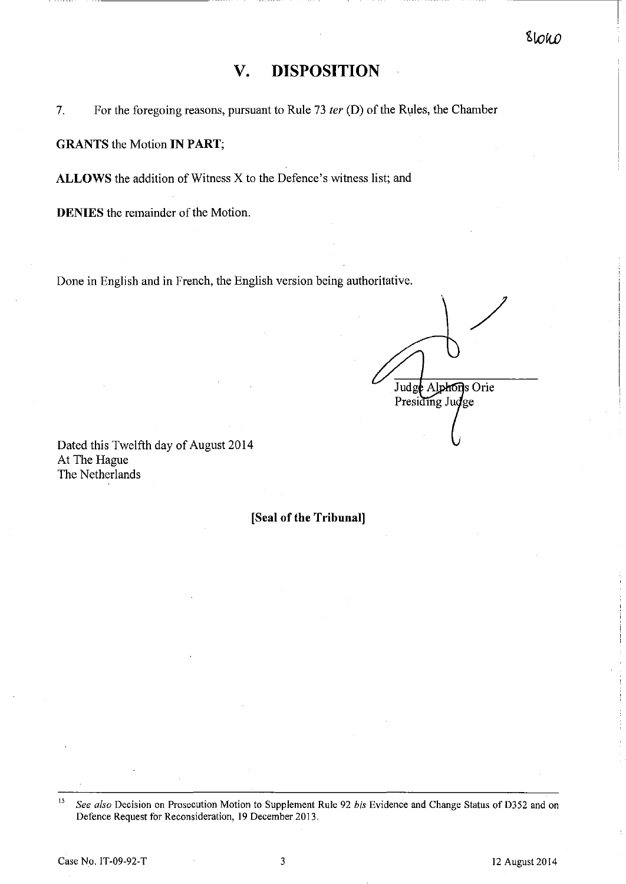## V. DISPOSITION

7. For the foregoing reasons, pursuant to Rule 73 *ter* (D) of the Rules, the Chamber

**GRANTS** the Motion **IN PART**;

**ALLOWS** the addition of Witness X to the Defence's witness list; and

**DENIES** the remainder of the Motion.

Done in English and in French, the English version being authoritative.

Judge Alphons Orie
Presiding Judge

Dated this Twelfth day of August 2014
At The Hague
The Netherlands

**[Seal of the Tribunal]**

---

[15] *See also* Decision on Prosecution Motion to Supplement Rule 92 *bis* Evidence and Change Status of D352 and on Defence Request for Reconsideration, 19 December 2013.